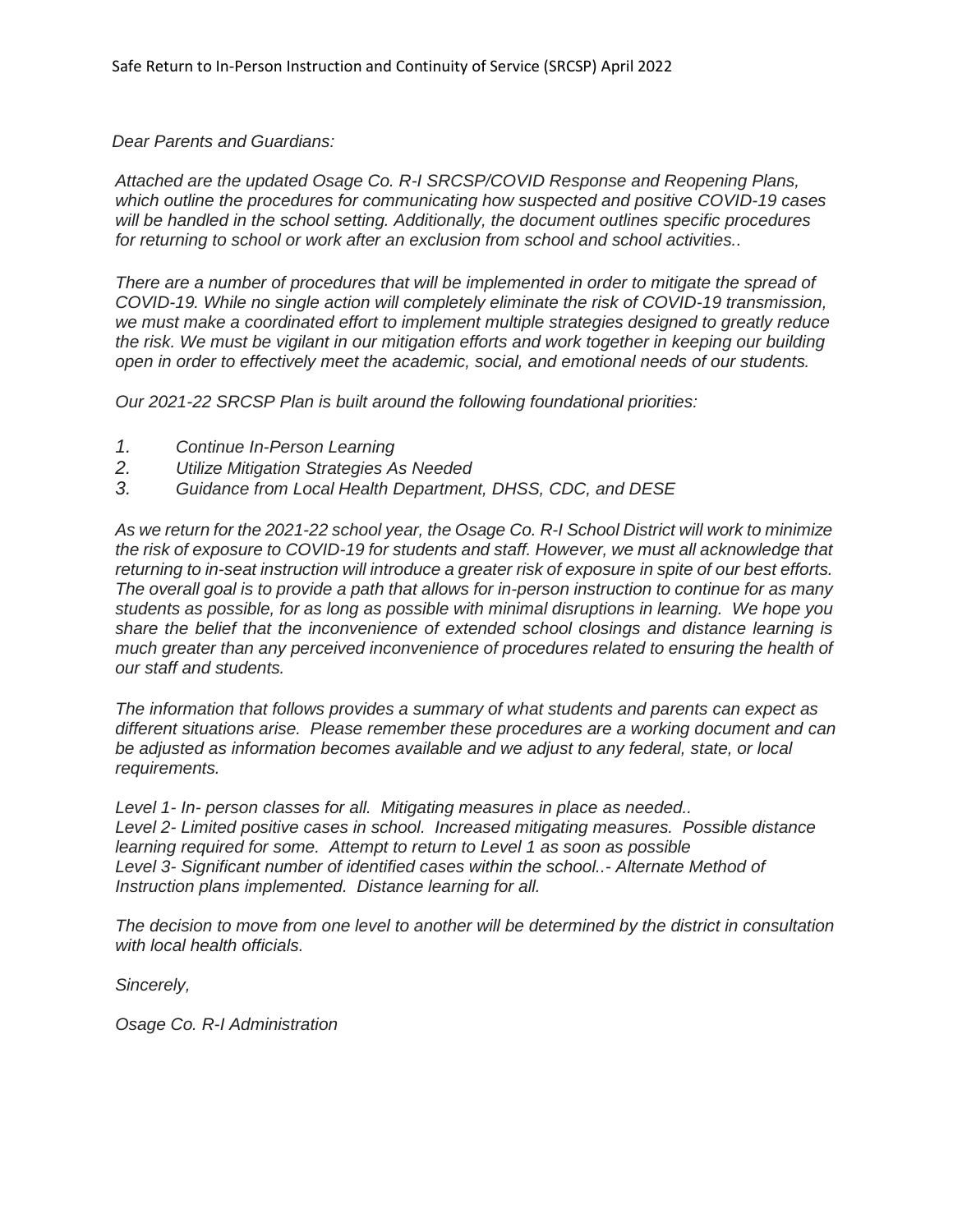Safe Return to In-Person Instruction and Continuity of Service (SRCSP) April 2022

*Dear Parents and Guardians:*

*Attached are the updated Osage Co. R-I SRCSP/COVID Response and Reopening Plans, which outline the procedures for communicating how suspected and positive COVID-19 cases will be handled in the school setting. Additionally, the document outlines specific procedures for returning to school or work after an exclusion from school and school activities..*

*There are a number of procedures that will be implemented in order to mitigate the spread of COVID-19. While no single action will completely eliminate the risk of COVID-19 transmission, we must make a coordinated effort to implement multiple strategies designed to greatly reduce the risk. We must be vigilant in our mitigation efforts and work together in keeping our building open in order to effectively meet the academic, social, and emotional needs of our students.*

*Our 2021-22 SRCSP Plan is built around the following foundational priorities:*

1. *Continue In-Person Learning*
2. *Utilize Mitigation Strategies As Needed*
3. *Guidance from Local Health Department, DHSS, CDC, and DESE*

*As we return for the 2021-22 school year, the Osage Co. R-I School District will work to minimize the risk of exposure to COVID-19 for students and staff. However, we must all acknowledge that returning to in-seat instruction will introduce a greater risk of exposure in spite of our best efforts. The overall goal is to provide a path that allows for in-person instruction to continue for as many students as possible, for as long as possible with minimal disruptions in learning. We hope you share the belief that the inconvenience of extended school closings and distance learning is much greater than any perceived inconvenience of procedures related to ensuring the health of our staff and students.*

*The information that follows provides a summary of what students and parents can expect as different situations arise. Please remember these procedures are a working document and can be adjusted as information becomes available and we adjust to any federal, state, or local requirements.*

*Level 1- In- person classes for all. Mitigating measures in place as needed..*
*Level 2- Limited positive cases in school. Increased mitigating measures. Possible distance learning required for some. Attempt to return to Level 1 as soon as possible*
*Level 3- Significant number of identified cases within the school..- Alternate Method of Instruction plans implemented. Distance learning for all.*

*The decision to move from one level to another will be determined by the district in consultation with local health officials.*

*Sincerely,*

*Osage Co. R-I Administration*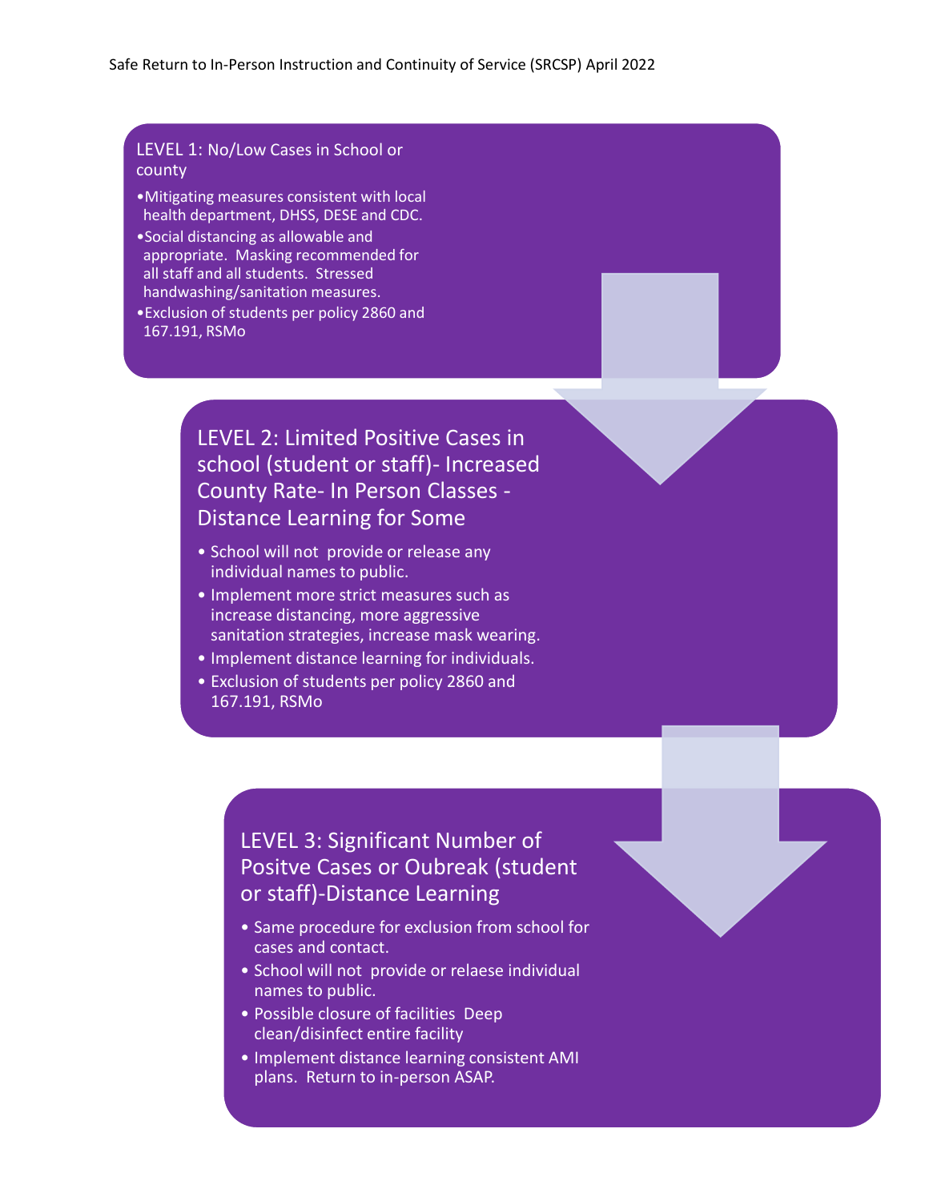### LEVEL 1: No/Low Cases in School or county

- Mitigating measures consistent with local health department, DHSS, DESE and CDC.
- Social distancing as allowable and appropriate. Masking recommended for all staff and all students. Stressed handwashing/sanitation measures.
- Exclusion of students per policy 2860 and 167.191, RSMo

### LEVEL 2: Limited Positive Cases in school (student or staff)- Increased County Rate- In Person Classes - Distance Learning for Some

- School will not provide or release any individual names to public.
- Implement more strict measures such as increase distancing, more aggressive sanitation strategies, increase mask wearing.
- Implement distance learning for individuals.
- Exclusion of students per policy 2860 and 167.191, RSMo

### LEVEL 3: Significant Number of Positve Cases or Oubreak (student or staff)-Distance Learning

- Same procedure for exclusion from school for cases and contact.
- School will not provide or relaese individual names to public.
- Possible closure of facilities Deep clean/disinfect entire facility
- Implement distance learning consistent AMI plans. Return to in-person ASAP.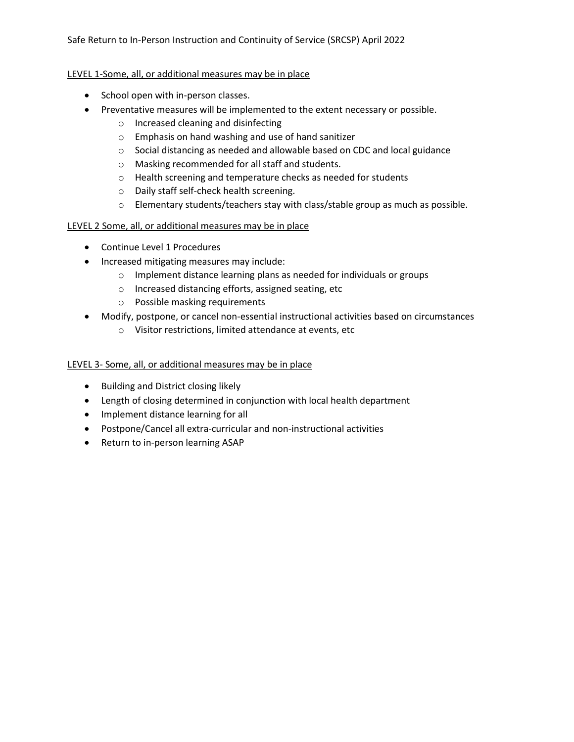LEVEL 1-Some, all, or additional measures may be in place

- School open with in-person classes.
- Preventative measures will be implemented to the extent necessary or possible.
    - Increased cleaning and disinfecting
    - Emphasis on hand washing and use of hand sanitizer
    - Social distancing as needed and allowable based on CDC and local guidance
    - Masking recommended for all staff and students.
    - Health screening and temperature checks as needed for students
    - Daily staff self-check health screening.
    - Elementary students/teachers stay with class/stable group as much as possible.

LEVEL 2 Some, all, or additional measures may be in place

- Continue Level 1 Procedures
- Increased mitigating measures may include:
    - Implement distance learning plans as needed for individuals or groups
    - Increased distancing efforts, assigned seating, etc
    - Possible masking requirements
- Modify, postpone, or cancel non-essential instructional activities based on circumstances
    - Visitor restrictions, limited attendance at events, etc

LEVEL 3- Some, all, or additional measures may be in place

- Building and District closing likely
- Length of closing determined in conjunction with local health department
- Implement distance learning for all
- Postpone/Cancel all extra-curricular and non-instructional activities
- Return to in-person learning ASAP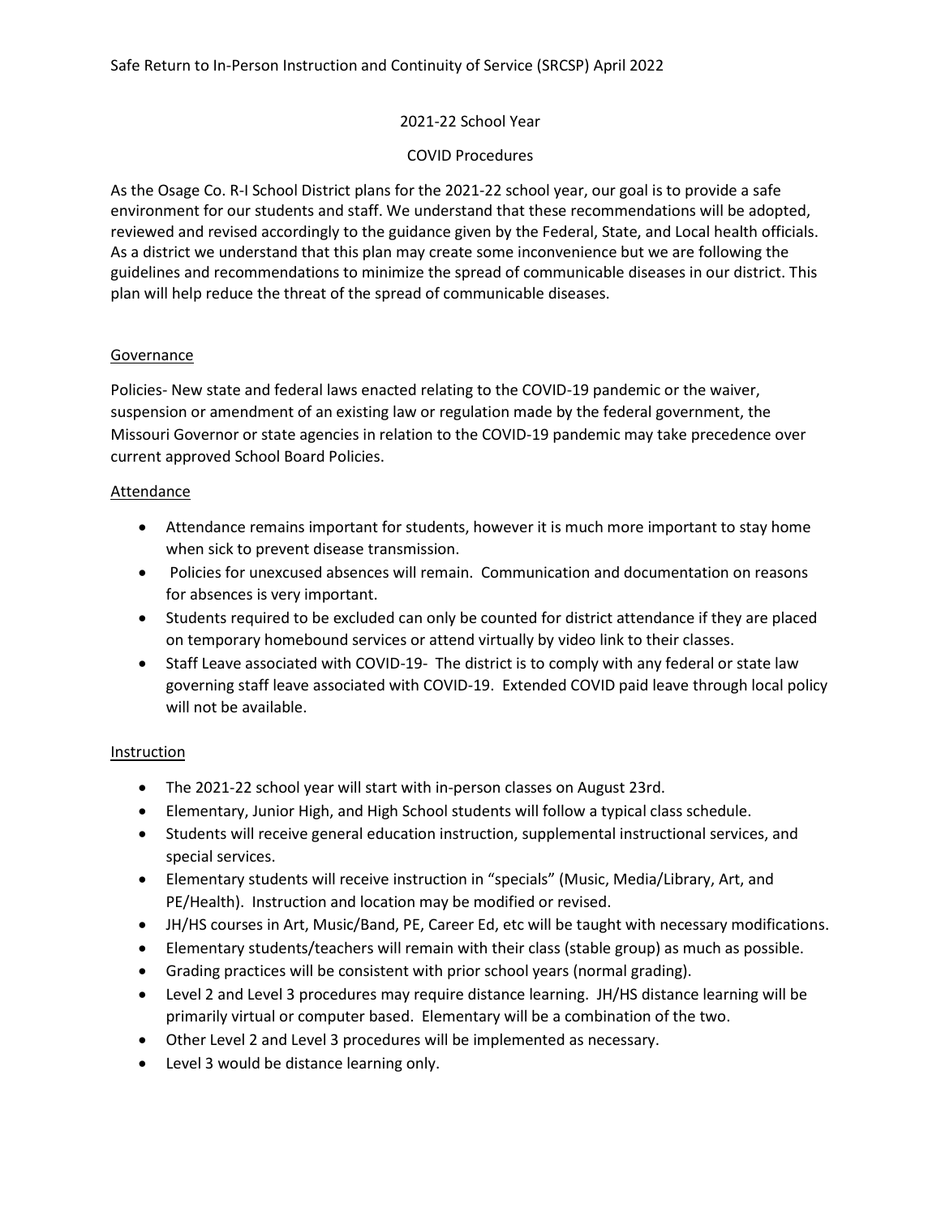Safe Return to In-Person Instruction and Continuity of Service (SRCSP) April 2022

2021-22 School Year

COVID Procedures

As the Osage Co. R-I School District plans for the 2021-22 school year, our goal is to provide a safe environment for our students and staff. We understand that these recommendations will be adopted, reviewed and revised accordingly to the guidance given by the Federal, State, and Local health officials. As a district we understand that this plan may create some inconvenience but we are following the guidelines and recommendations to minimize the spread of communicable diseases in our district. This plan will help reduce the threat of the spread of communicable diseases.

## Governance

Policies- New state and federal laws enacted relating to the COVID-19 pandemic or the waiver, suspension or amendment of an existing law or regulation made by the federal government, the Missouri Governor or state agencies in relation to the COVID-19 pandemic may take precedence over current approved School Board Policies.

## Attendance

- Attendance remains important for students, however it is much more important to stay home when sick to prevent disease transmission.
- Policies for unexcused absences will remain. Communication and documentation on reasons for absences is very important.
- Students required to be excluded can only be counted for district attendance if they are placed on temporary homebound services or attend virtually by video link to their classes.
- Staff Leave associated with COVID-19- The district is to comply with any federal or state law governing staff leave associated with COVID-19. Extended COVID paid leave through local policy will not be available.

## Instruction

- The 2021-22 school year will start with in-person classes on August 23rd.
- Elementary, Junior High, and High School students will follow a typical class schedule.
- Students will receive general education instruction, supplemental instructional services, and special services.
- Elementary students will receive instruction in "specials" (Music, Media/Library, Art, and PE/Health). Instruction and location may be modified or revised.
- JH/HS courses in Art, Music/Band, PE, Career Ed, etc will be taught with necessary modifications.
- Elementary students/teachers will remain with their class (stable group) as much as possible.
- Grading practices will be consistent with prior school years (normal grading).
- Level 2 and Level 3 procedures may require distance learning. JH/HS distance learning will be primarily virtual or computer based. Elementary will be a combination of the two.
- Other Level 2 and Level 3 procedures will be implemented as necessary.
- Level 3 would be distance learning only.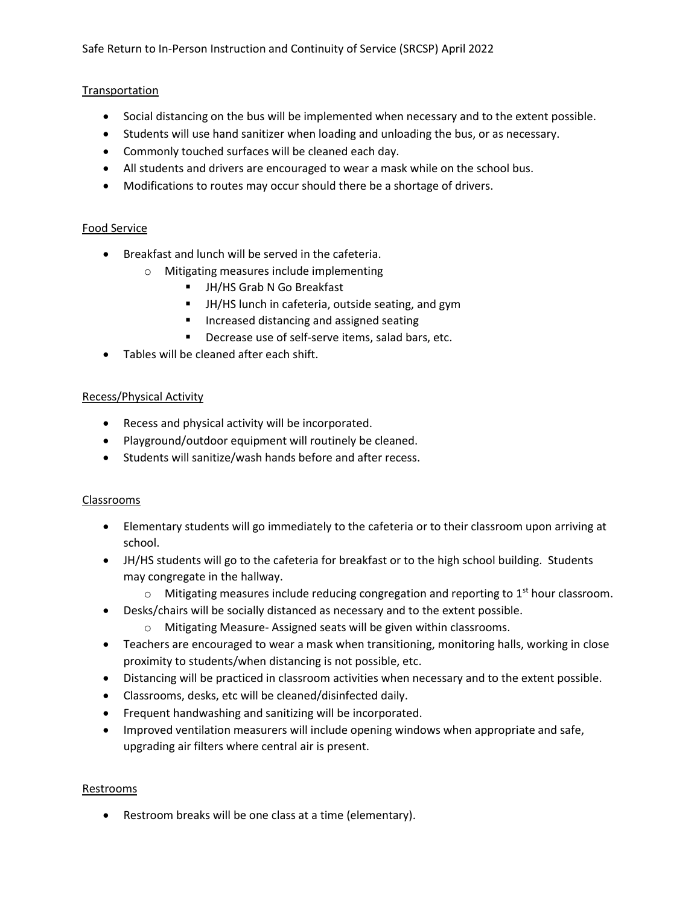## Transportation

- Social distancing on the bus will be implemented when necessary and to the extent possible.
- Students will use hand sanitizer when loading and unloading the bus, or as necessary.
- Commonly touched surfaces will be cleaned each day.
- All students and drivers are encouraged to wear a mask while on the school bus.
- Modifications to routes may occur should there be a shortage of drivers.

## Food Service

- Breakfast and lunch will be served in the cafeteria.
    - Mitigating measures include implementing
        - JH/HS Grab N Go Breakfast
        - JH/HS lunch in cafeteria, outside seating, and gym
        - Increased distancing and assigned seating
        - Decrease use of self-serve items, salad bars, etc.
- Tables will be cleaned after each shift.

## Recess/Physical Activity

- Recess and physical activity will be incorporated.
- Playground/outdoor equipment will routinely be cleaned.
- Students will sanitize/wash hands before and after recess.

## Classrooms

- Elementary students will go immediately to the cafeteria or to their classroom upon arriving at school.
- JH/HS students will go to the cafeteria for breakfast or to the high school building. Students may congregate in the hallway.
    - Mitigating measures include reducing congregation and reporting to 1st hour classroom.
- Desks/chairs will be socially distanced as necessary and to the extent possible.
    - Mitigating Measure- Assigned seats will be given within classrooms.
- Teachers are encouraged to wear a mask when transitioning, monitoring halls, working in close proximity to students/when distancing is not possible, etc.
- Distancing will be practiced in classroom activities when necessary and to the extent possible.
- Classrooms, desks, etc will be cleaned/disinfected daily.
- Frequent handwashing and sanitizing will be incorporated.
- Improved ventilation measurers will include opening windows when appropriate and safe, upgrading air filters where central air is present.

## Restrooms

- Restroom breaks will be one class at a time (elementary).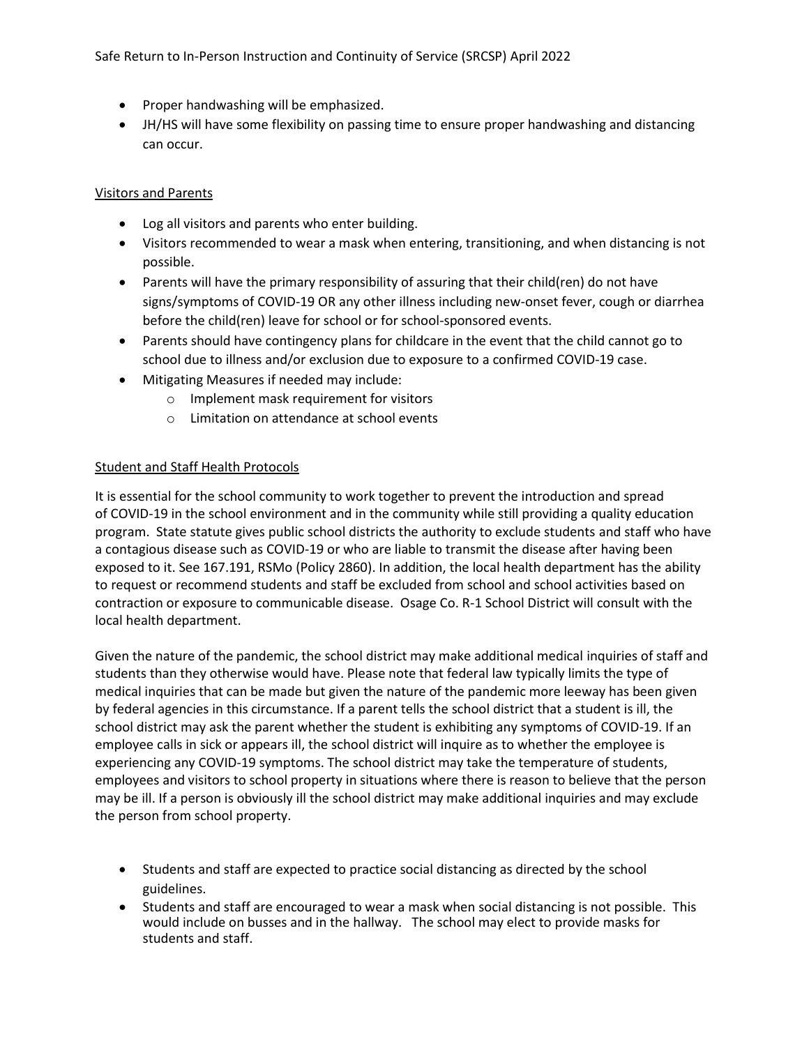- Proper handwashing will be emphasized.
- JH/HS will have some flexibility on passing time to ensure proper handwashing and distancing can occur.

Visitors and Parents

- Log all visitors and parents who enter building.
- Visitors recommended to wear a mask when entering, transitioning, and when distancing is not possible.
- Parents will have the primary responsibility of assuring that their child(ren) do not have signs/symptoms of COVID-19 OR any other illness including new-onset fever, cough or diarrhea before the child(ren) leave for school or for school-sponsored events.
- Parents should have contingency plans for childcare in the event that the child cannot go to school due to illness and/or exclusion due to exposure to a confirmed COVID-19 case.
- Mitigating Measures if needed may include:
  - Implement mask requirement for visitors
  - Limitation on attendance at school events

Student and Staff Health Protocols

It is essential for the school community to work together to prevent the introduction and spread of COVID-19 in the school environment and in the community while still providing a quality education program. State statute gives public school districts the authority to exclude students and staff who have a contagious disease such as COVID-19 or who are liable to transmit the disease after having been exposed to it. See 167.191, RSMo (Policy 2860). In addition, the local health department has the ability to request or recommend students and staff be excluded from school and school activities based on contraction or exposure to communicable disease. Osage Co. R-1 School District will consult with the local health department.

Given the nature of the pandemic, the school district may make additional medical inquiries of staff and students than they otherwise would have. Please note that federal law typically limits the type of medical inquiries that can be made but given the nature of the pandemic more leeway has been given by federal agencies in this circumstance. If a parent tells the school district that a student is ill, the school district may ask the parent whether the student is exhibiting any symptoms of COVID-19. If an employee calls in sick or appears ill, the school district will inquire as to whether the employee is experiencing any COVID-19 symptoms. The school district may take the temperature of students, employees and visitors to school property in situations where there is reason to believe that the person may be ill. If a person is obviously ill the school district may make additional inquiries and may exclude the person from school property.

- Students and staff are expected to practice social distancing as directed by the school guidelines.
- Students and staff are encouraged to wear a mask when social distancing is not possible. This would include on busses and in the hallway. The school may elect to provide masks for students and staff.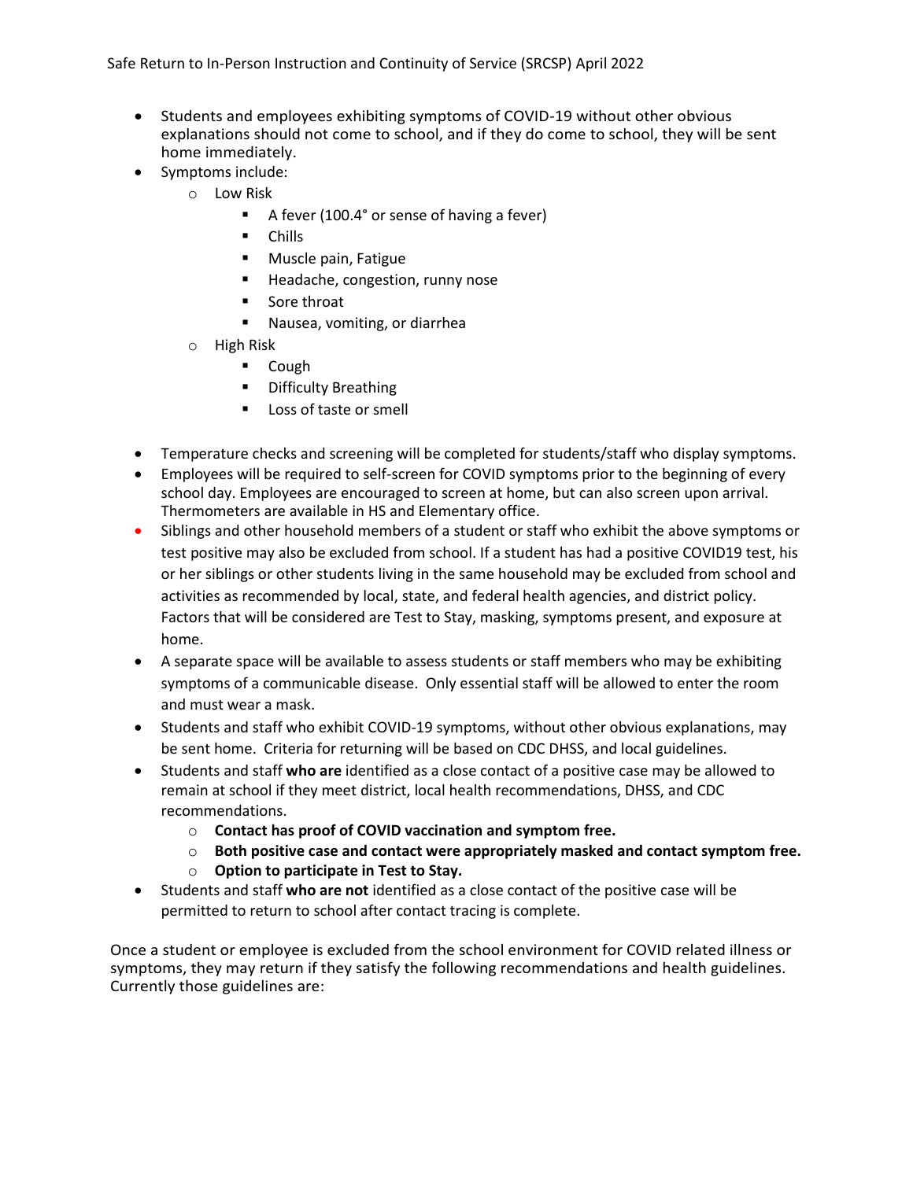- Students and employees exhibiting symptoms of COVID-19 without other obvious explanations should not come to school, and if they do come to school, they will be sent home immediately.
- Symptoms include:
    - Low Risk
        - A fever (100.4° or sense of having a fever)
        - Chills
        - Muscle pain, Fatigue
        - Headache, congestion, runny nose
        - Sore throat
        - Nausea, vomiting, or diarrhea
    - High Risk
        - Cough
        - Difficulty Breathing
        - Loss of taste or smell

- Temperature checks and screening will be completed for students/staff who display symptoms.
- Employees will be required to self-screen for COVID symptoms prior to the beginning of every school day. Employees are encouraged to screen at home, but can also screen upon arrival. Thermometers are available in HS and Elementary office.
- Siblings and other household members of a student or staff who exhibit the above symptoms or test positive may also be excluded from school. If a student has had a positive COVID19 test, his or her siblings or other students living in the same household may be excluded from school and activities as recommended by local, state, and federal health agencies, and district policy. Factors that will be considered are Test to Stay, masking, symptoms present, and exposure at home.
- A separate space will be available to assess students or staff members who may be exhibiting symptoms of a communicable disease. Only essential staff will be allowed to enter the room and must wear a mask.
- Students and staff who exhibit COVID-19 symptoms, without other obvious explanations, may be sent home. Criteria for returning will be based on CDC DHSS, and local guidelines.
- Students and staff **who are** identified as a close contact of a positive case may be allowed to remain at school if they meet district, local health recommendations, DHSS, and CDC recommendations.
    - **Contact has proof of COVID vaccination and symptom free.**
    - **Both positive case and contact were appropriately masked and contact symptom free.**
    - **Option to participate in Test to Stay.**
- Students and staff **who are not** identified as a close contact of the positive case will be permitted to return to school after contact tracing is complete.

Once a student or employee is excluded from the school environment for COVID related illness or symptoms, they may return if they satisfy the following recommendations and health guidelines. Currently those guidelines are: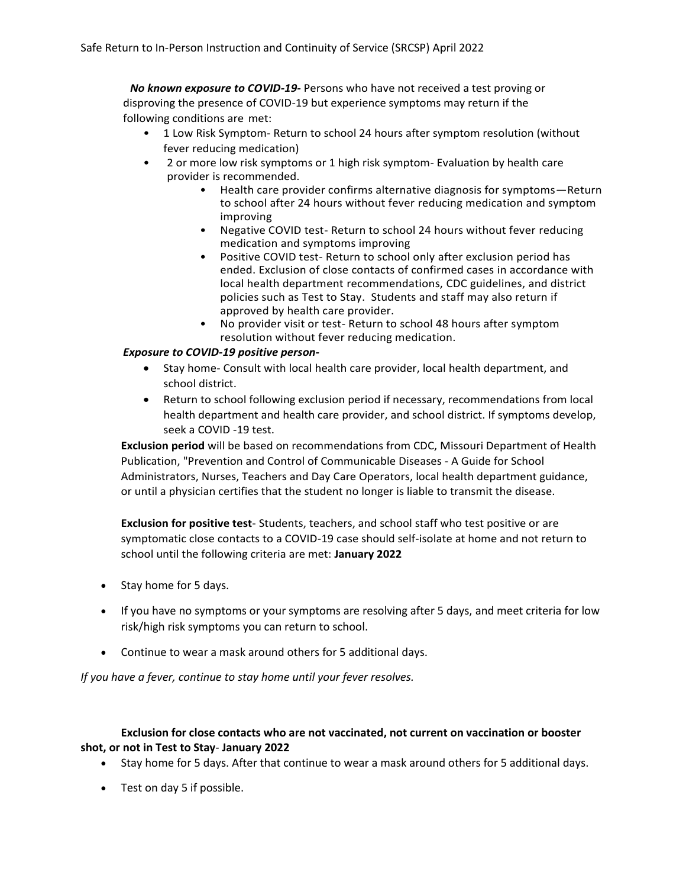***No known exposure to COVID-19-*** Persons who have not received a test proving or disproving the presence of COVID-19 but experience symptoms may return if the following conditions are met:

- 1 Low Risk Symptom- Return to school 24 hours after symptom resolution (without fever reducing medication)
- 2 or more low risk symptoms or 1 high risk symptom- Evaluation by health care provider is recommended.
  - Health care provider confirms alternative diagnosis for symptoms—Return to school after 24 hours without fever reducing medication and symptom improving
  - Negative COVID test- Return to school 24 hours without fever reducing medication and symptoms improving
  - Positive COVID test- Return to school only after exclusion period has ended. Exclusion of close contacts of confirmed cases in accordance with local health department recommendations, CDC guidelines, and district policies such as Test to Stay. Students and staff may also return if approved by health care provider.
  - No provider visit or test- Return to school 48 hours after symptom resolution without fever reducing medication.

***Exposure to COVID-19 positive person-***

- Stay home- Consult with local health care provider, local health department, and school district.
- Return to school following exclusion period if necessary, recommendations from local health department and health care provider, and school district. If symptoms develop, seek a COVID -19 test.

**Exclusion period** will be based on recommendations from CDC, Missouri Department of Health Publication, "Prevention and Control of Communicable Diseases - A Guide for School Administrators, Nurses, Teachers and Day Care Operators, local health department guidance, or until a physician certifies that the student no longer is liable to transmit the disease.

**Exclusion for positive test**- Students, teachers, and school staff who test positive or are symptomatic close contacts to a COVID-19 case should self-isolate at home and not return to school until the following criteria are met: **January 2022**

- Stay home for 5 days.
- If you have no symptoms or your symptoms are resolving after 5 days, and meet criteria for low risk/high risk symptoms you can return to school.
- Continue to wear a mask around others for 5 additional days.

*If you have a fever, continue to stay home until your fever resolves.*

**Exclusion for close contacts who are not vaccinated, not current on vaccination or booster shot, or not in Test to Stay**- **January 2022**

- Stay home for 5 days. After that continue to wear a mask around others for 5 additional days.
- Test on day 5 if possible.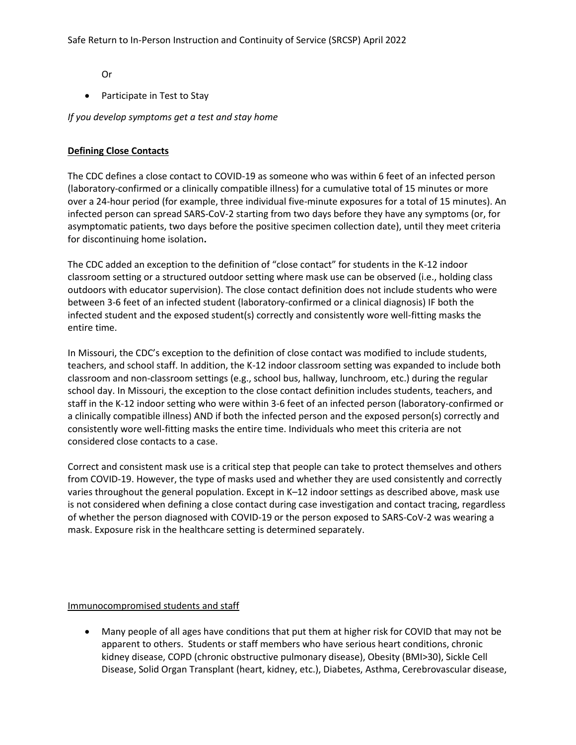Or

- Participate in Test to Stay

*If you develop symptoms get a test and stay home*

**Defining Close Contacts**

The CDC defines a close contact to COVID-19 as someone who was within 6 feet of an infected person (laboratory-confirmed or a clinically compatible illness) for a cumulative total of 15 minutes or more over a 24-hour period (for example, three individual five-minute exposures for a total of 15 minutes). An infected person can spread SARS-CoV-2 starting from two days before they have any symptoms (or, for asymptomatic patients, two days before the positive specimen collection date), until they meet criteria for discontinuing home isolation**.**

The CDC added an exception to the definition of "close contact" for students in the K-12 indoor classroom setting or a structured outdoor setting where mask use can be observed (i.e., holding class outdoors with educator supervision). The close contact definition does not include students who were between 3-6 feet of an infected student (laboratory-confirmed or a clinical diagnosis) IF both the infected student and the exposed student(s) correctly and consistently wore well-fitting masks the entire time.

In Missouri, the CDC's exception to the definition of close contact was modified to include students, teachers, and school staff. In addition, the K-12 indoor classroom setting was expanded to include both classroom and non-classroom settings (e.g., school bus, hallway, lunchroom, etc.) during the regular school day. In Missouri, the exception to the close contact definition includes students, teachers, and staff in the K-12 indoor setting who were within 3-6 feet of an infected person (laboratory-confirmed or a clinically compatible illness) AND if both the infected person and the exposed person(s) correctly and consistently wore well-fitting masks the entire time. Individuals who meet this criteria are not considered close contacts to a case.

Correct and consistent mask use is a critical step that people can take to protect themselves and others from COVID-19. However, the type of masks used and whether they are used consistently and correctly varies throughout the general population. Except in K–12 indoor settings as described above, mask use is not considered when defining a close contact during case investigation and contact tracing, regardless of whether the person diagnosed with COVID-19 or the person exposed to SARS-CoV-2 was wearing a mask. Exposure risk in the healthcare setting is determined separately.

Immunocompromised students and staff

- Many people of all ages have conditions that put them at higher risk for COVID that may not be apparent to others. Students or staff members who have serious heart conditions, chronic kidney disease, COPD (chronic obstructive pulmonary disease), Obesity (BMI>30), Sickle Cell Disease, Solid Organ Transplant (heart, kidney, etc.), Diabetes, Asthma, Cerebrovascular disease,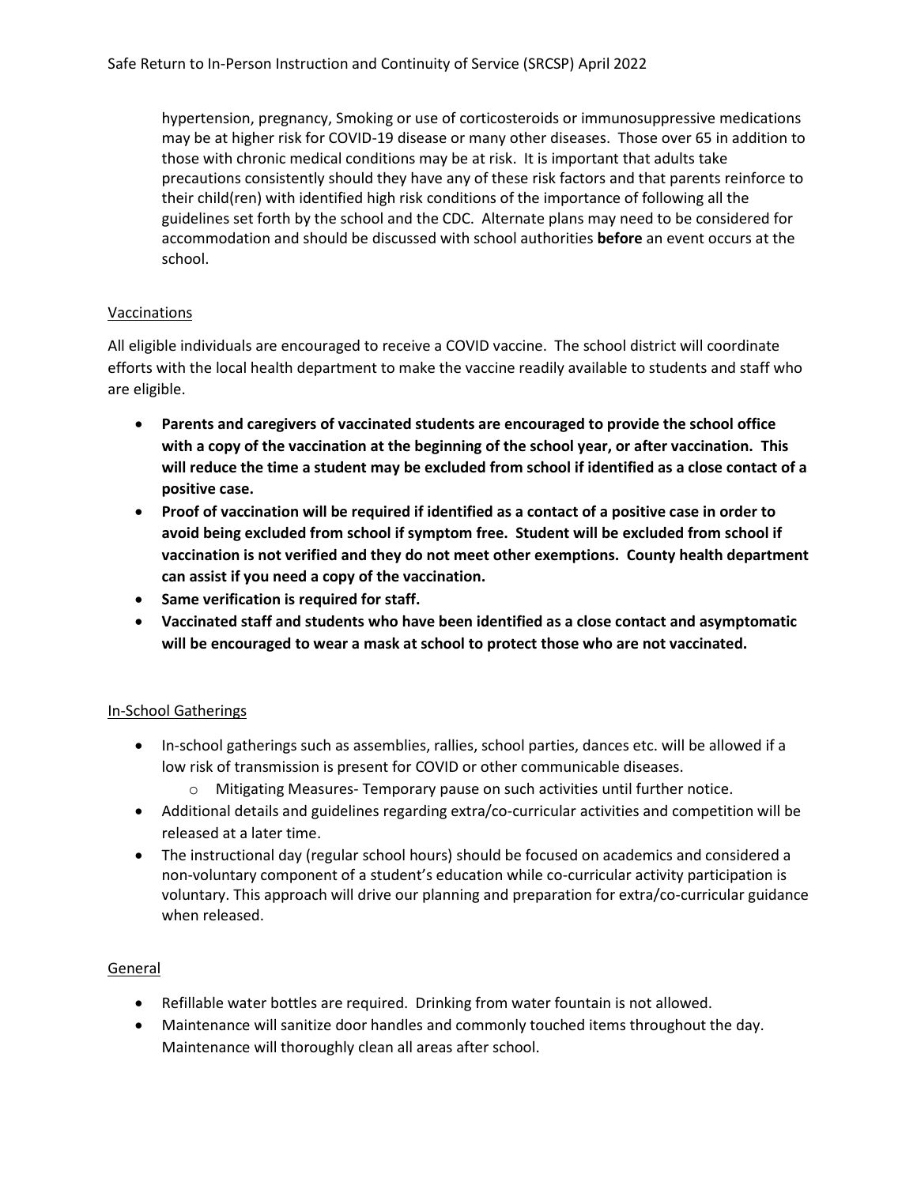hypertension, pregnancy, Smoking or use of corticosteroids or immunosuppressive medications may be at higher risk for COVID-19 disease or many other diseases. Those over 65 in addition to those with chronic medical conditions may be at risk. It is important that adults take precautions consistently should they have any of these risk factors and that parents reinforce to their child(ren) with identified high risk conditions of the importance of following all the guidelines set forth by the school and the CDC. Alternate plans may need to be considered for accommodation and should be discussed with school authorities **before** an event occurs at the school.

## Vaccinations

All eligible individuals are encouraged to receive a COVID vaccine. The school district will coordinate efforts with the local health department to make the vaccine readily available to students and staff who are eligible.

- **Parents and caregivers of vaccinated students are encouraged to provide the school office with a copy of the vaccination at the beginning of the school year, or after vaccination. This will reduce the time a student may be excluded from school if identified as a close contact of a positive case.**
- **Proof of vaccination will be required if identified as a contact of a positive case in order to avoid being excluded from school if symptom free. Student will be excluded from school if vaccination is not verified and they do not meet other exemptions. County health department can assist if you need a copy of the vaccination.**
- **Same verification is required for staff.**
- **Vaccinated staff and students who have been identified as a close contact and asymptomatic will be encouraged to wear a mask at school to protect those who are not vaccinated.**

## In-School Gatherings

- In-school gatherings such as assemblies, rallies, school parties, dances etc. will be allowed if a low risk of transmission is present for COVID or other communicable diseases.
  - Mitigating Measures- Temporary pause on such activities until further notice.
- Additional details and guidelines regarding extra/co-curricular activities and competition will be released at a later time.
- The instructional day (regular school hours) should be focused on academics and considered a non-voluntary component of a student's education while co-curricular activity participation is voluntary. This approach will drive our planning and preparation for extra/co-curricular guidance when released.

## General

- Refillable water bottles are required. Drinking from water fountain is not allowed.
- Maintenance will sanitize door handles and commonly touched items throughout the day. Maintenance will thoroughly clean all areas after school.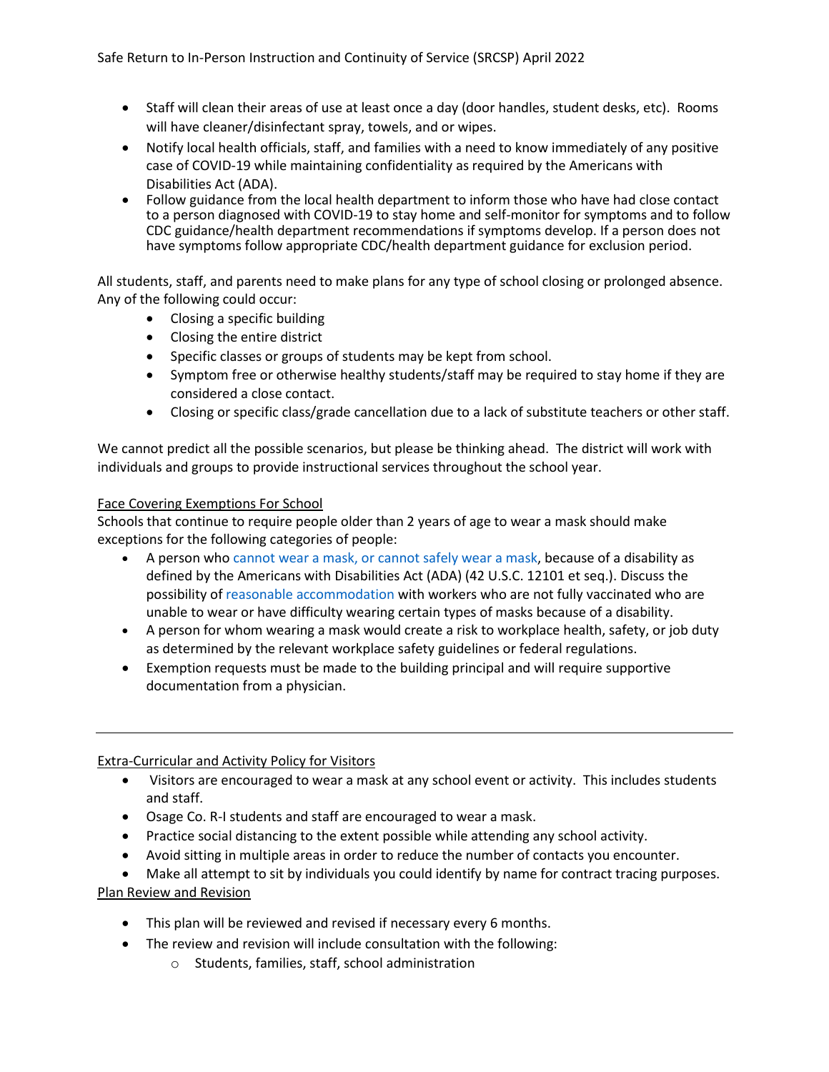- Staff will clean their areas of use at least once a day (door handles, student desks, etc). Rooms will have cleaner/disinfectant spray, towels, and or wipes.
- Notify local health officials, staff, and families with a need to know immediately of any positive case of COVID-19 while maintaining confidentiality as required by the Americans with Disabilities Act (ADA).
- Follow guidance from the local health department to inform those who have had close contact to a person diagnosed with COVID-19 to stay home and self-monitor for symptoms and to follow CDC guidance/health department recommendations if symptoms develop. If a person does not have symptoms follow appropriate CDC/health department guidance for exclusion period.

All students, staff, and parents need to make plans for any type of school closing or prolonged absence. Any of the following could occur:

- Closing a specific building
- Closing the entire district
- Specific classes or groups of students may be kept from school.
- Symptom free or otherwise healthy students/staff may be required to stay home if they are considered a close contact.
- Closing or specific class/grade cancellation due to a lack of substitute teachers or other staff.

We cannot predict all the possible scenarios, but please be thinking ahead. The district will work with individuals and groups to provide instructional services throughout the school year.

<u>Face Covering Exemptions For School</u>

Schools that continue to require people older than 2 years of age to wear a mask should make exceptions for the following categories of people:

- A person who cannot wear a mask, or cannot safely wear a mask, because of a disability as defined by the Americans with Disabilities Act (ADA) (42 U.S.C. 12101 et seq.). Discuss the possibility of reasonable accommodation with workers who are not fully vaccinated who are unable to wear or have difficulty wearing certain types of masks because of a disability.
- A person for whom wearing a mask would create a risk to workplace health, safety, or job duty as determined by the relevant workplace safety guidelines or federal regulations.
- Exemption requests must be made to the building principal and will require supportive documentation from a physician.

---

<u>Extra-Curricular and Activity Policy for Visitors</u>

- Visitors are encouraged to wear a mask at any school event or activity. This includes students and staff.
- Osage Co. R-I students and staff are encouraged to wear a mask.
- Practice social distancing to the extent possible while attending any school activity.
- Avoid sitting in multiple areas in order to reduce the number of contacts you encounter.
- Make all attempt to sit by individuals you could identify by name for contract tracing purposes.

<u>Plan Review and Revision</u>

- This plan will be reviewed and revised if necessary every 6 months.
- The review and revision will include consultation with the following:
  - Students, families, staff, school administration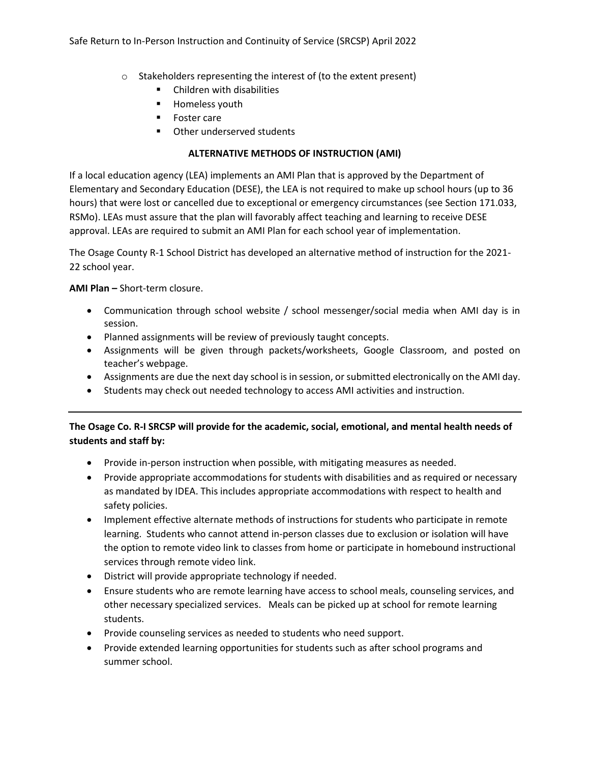- Stakeholders representing the interest of (to the extent present)
  - Children with disabilities
  - Homeless youth
  - Foster care
  - Other underserved students

**ALTERNATIVE METHODS OF INSTRUCTION (AMI)**

If a local education agency (LEA) implements an AMI Plan that is approved by the Department of Elementary and Secondary Education (DESE), the LEA is not required to make up school hours (up to 36 hours) that were lost or cancelled due to exceptional or emergency circumstances (see Section 171.033, RSMo). LEAs must assure that the plan will favorably affect teaching and learning to receive DESE approval. LEAs are required to submit an AMI Plan for each school year of implementation.

The Osage County R-1 School District has developed an alternative method of instruction for the 2021-22 school year.

**AMI Plan –** Short-term closure.

- Communication through school website / school messenger/social media when AMI day is in session.
- Planned assignments will be review of previously taught concepts.
- Assignments will be given through packets/worksheets, Google Classroom, and posted on teacher's webpage.
- Assignments are due the next day school is in session, or submitted electronically on the AMI day.
- Students may check out needed technology to access AMI activities and instruction.

---

**The Osage Co. R-I SRCSP will provide for the academic, social, emotional, and mental health needs of students and staff by:**

- Provide in-person instruction when possible, with mitigating measures as needed.
- Provide appropriate accommodations for students with disabilities and as required or necessary as mandated by IDEA. This includes appropriate accommodations with respect to health and safety policies.
- Implement effective alternate methods of instructions for students who participate in remote learning. Students who cannot attend in-person classes due to exclusion or isolation will have the option to remote video link to classes from home or participate in homebound instructional services through remote video link.
- District will provide appropriate technology if needed.
- Ensure students who are remote learning have access to school meals, counseling services, and other necessary specialized services. Meals can be picked up at school for remote learning students.
- Provide counseling services as needed to students who need support.
- Provide extended learning opportunities for students such as after school programs and summer school.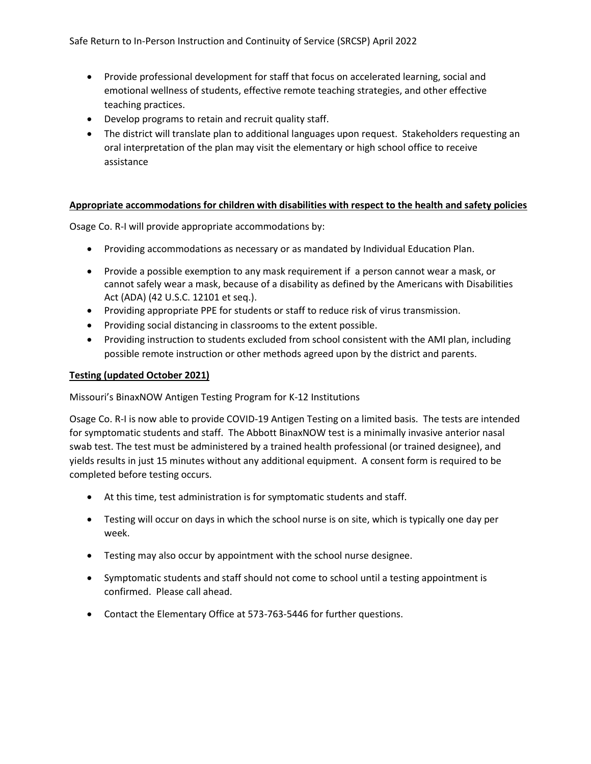- Provide professional development for staff that focus on accelerated learning, social and emotional wellness of students, effective remote teaching strategies, and other effective teaching practices.
- Develop programs to retain and recruit quality staff.
- The district will translate plan to additional languages upon request. Stakeholders requesting an oral interpretation of the plan may visit the elementary or high school office to receive assistance

**Appropriate accommodations for children with disabilities with respect to the health and safety policies**

Osage Co. R-I will provide appropriate accommodations by:

- Providing accommodations as necessary or as mandated by Individual Education Plan.
- Provide a possible exemption to any mask requirement if a person cannot wear a mask, or cannot safely wear a mask, because of a disability as defined by the Americans with Disabilities Act (ADA) (42 U.S.C. 12101 et seq.).
- Providing appropriate PPE for students or staff to reduce risk of virus transmission.
- Providing social distancing in classrooms to the extent possible.
- Providing instruction to students excluded from school consistent with the AMI plan, including possible remote instruction or other methods agreed upon by the district and parents.

**Testing (updated October 2021)**

Missouri's BinaxNOW Antigen Testing Program for K-12 Institutions

Osage Co. R-I is now able to provide COVID-19 Antigen Testing on a limited basis. The tests are intended for symptomatic students and staff. The Abbott BinaxNOW test is a minimally invasive anterior nasal swab test. The test must be administered by a trained health professional (or trained designee), and yields results in just 15 minutes without any additional equipment. A consent form is required to be completed before testing occurs.

- At this time, test administration is for symptomatic students and staff.
- Testing will occur on days in which the school nurse is on site, which is typically one day per week.
- Testing may also occur by appointment with the school nurse designee.
- Symptomatic students and staff should not come to school until a testing appointment is confirmed. Please call ahead.
- Contact the Elementary Office at 573-763-5446 for further questions.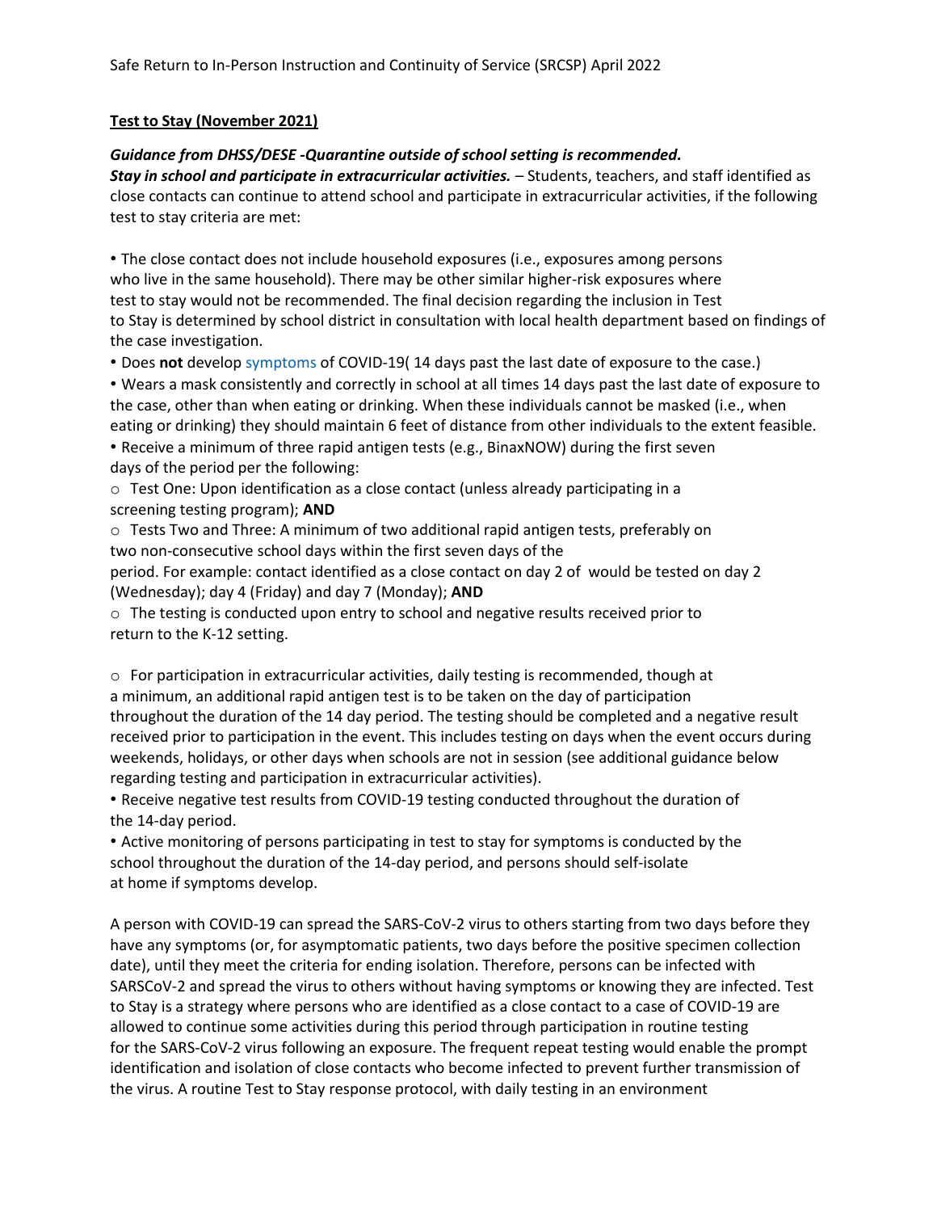**Test to Stay (November 2021)**

***Guidance from DHSS/DESE -Quarantine outside of school setting is recommended.***
***Stay in school and participate in extracurricular activities.*** – Students, teachers, and staff identified as close contacts can continue to attend school and participate in extracurricular activities, if the following test to stay criteria are met:

- The close contact does not include household exposures (i.e., exposures among persons who live in the same household). There may be other similar higher-risk exposures where test to stay would not be recommended. The final decision regarding the inclusion in Test to Stay is determined by school district in consultation with local health department based on findings of the case investigation.
- Does **not** develop symptoms of COVID-19( 14 days past the last date of exposure to the case.)
- Wears a mask consistently and correctly in school at all times 14 days past the last date of exposure to the case, other than when eating or drinking. When these individuals cannot be masked (i.e., when eating or drinking) they should maintain 6 feet of distance from other individuals to the extent feasible.
- Receive a minimum of three rapid antigen tests (e.g., BinaxNOW) during the first seven days of the period per the following:
    - Test One: Upon identification as a close contact (unless already participating in a screening testing program); **AND**
    - Tests Two and Three: A minimum of two additional rapid antigen tests, preferably on two non-consecutive school days within the first seven days of the period. For example: contact identified as a close contact on day 2 of would be tested on day 2 (Wednesday); day 4 (Friday) and day 7 (Monday); **AND**
    - The testing is conducted upon entry to school and negative results received prior to return to the K-12 setting.
    - For participation in extracurricular activities, daily testing is recommended, though at a minimum, an additional rapid antigen test is to be taken on the day of participation throughout the duration of the 14 day period. The testing should be completed and a negative result received prior to participation in the event. This includes testing on days when the event occurs during weekends, holidays, or other days when schools are not in session (see additional guidance below regarding testing and participation in extracurricular activities).
- Receive negative test results from COVID-19 testing conducted throughout the duration of the 14-day period.
- Active monitoring of persons participating in test to stay for symptoms is conducted by the school throughout the duration of the 14-day period, and persons should self-isolate at home if symptoms develop.

A person with COVID-19 can spread the SARS-CoV-2 virus to others starting from two days before they have any symptoms (or, for asymptomatic patients, two days before the positive specimen collection date), until they meet the criteria for ending isolation. Therefore, persons can be infected with SARSCoV-2 and spread the virus to others without having symptoms or knowing they are infected. Test to Stay is a strategy where persons who are identified as a close contact to a case of COVID-19 are allowed to continue some activities during this period through participation in routine testing for the SARS-CoV-2 virus following an exposure. The frequent repeat testing would enable the prompt identification and isolation of close contacts who become infected to prevent further transmission of the virus. A routine Test to Stay response protocol, with daily testing in an environment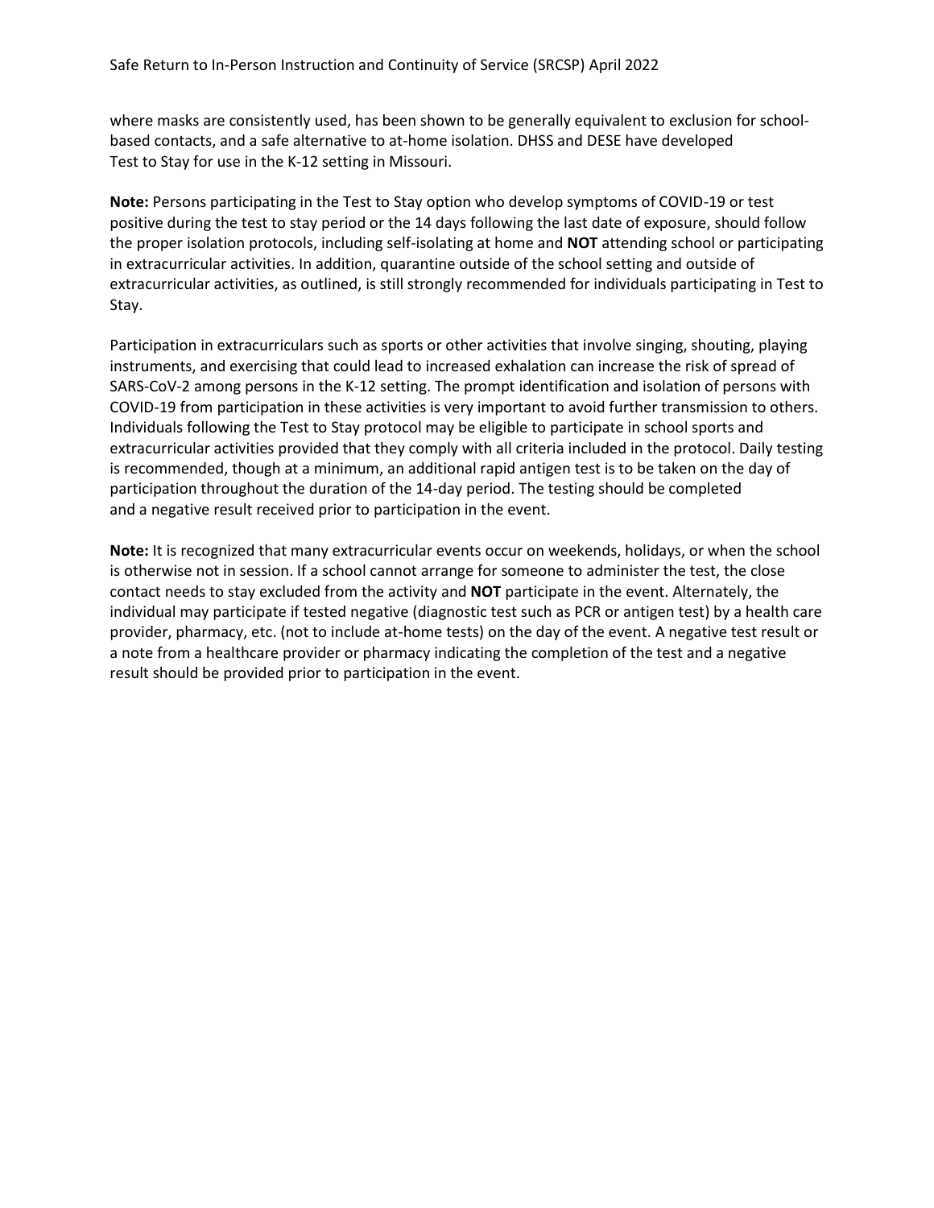where masks are consistently used, has been shown to be generally equivalent to exclusion for school-based contacts, and a safe alternative to at-home isolation. DHSS and DESE have developed Test to Stay for use in the K-12 setting in Missouri.

**Note:** Persons participating in the Test to Stay option who develop symptoms of COVID-19 or test positive during the test to stay period or the 14 days following the last date of exposure, should follow the proper isolation protocols, including self-isolating at home and **NOT** attending school or participating in extracurricular activities. In addition, quarantine outside of the school setting and outside of extracurricular activities, as outlined, is still strongly recommended for individuals participating in Test to Stay.

Participation in extracurriculars such as sports or other activities that involve singing, shouting, playing instruments, and exercising that could lead to increased exhalation can increase the risk of spread of SARS-CoV-2 among persons in the K-12 setting. The prompt identification and isolation of persons with COVID-19 from participation in these activities is very important to avoid further transmission to others. Individuals following the Test to Stay protocol may be eligible to participate in school sports and extracurricular activities provided that they comply with all criteria included in the protocol. Daily testing is recommended, though at a minimum, an additional rapid antigen test is to be taken on the day of participation throughout the duration of the 14-day period. The testing should be completed and a negative result received prior to participation in the event.

**Note:** It is recognized that many extracurricular events occur on weekends, holidays, or when the school is otherwise not in session. If a school cannot arrange for someone to administer the test, the close contact needs to stay excluded from the activity and **NOT** participate in the event. Alternately, the individual may participate if tested negative (diagnostic test such as PCR or antigen test) by a health care provider, pharmacy, etc. (not to include at-home tests) on the day of the event. A negative test result or a note from a healthcare provider or pharmacy indicating the completion of the test and a negative result should be provided prior to participation in the event.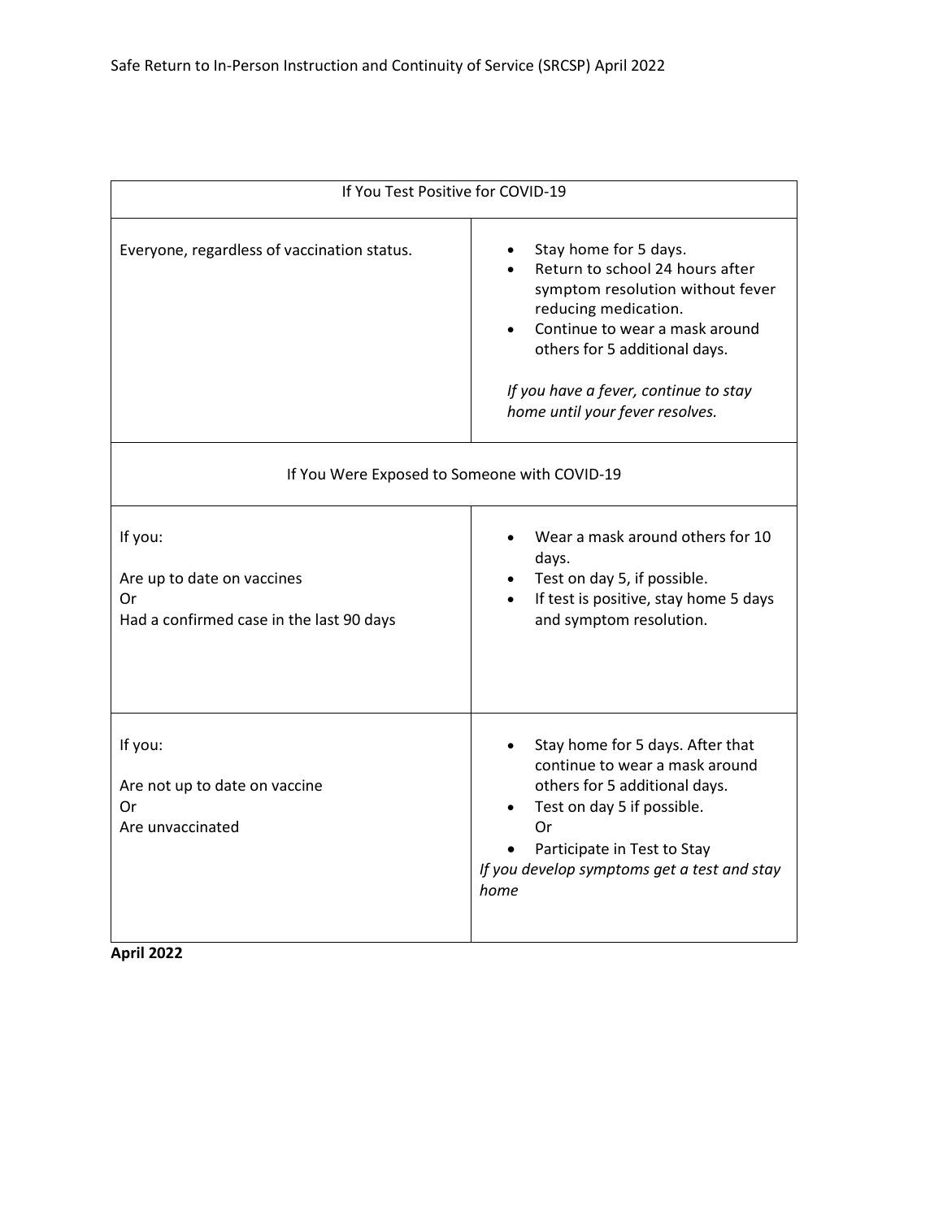| If You Test Positive for COVID-19 | |
|---|---|
| Everyone, regardless of vaccination status. | • Stay home for 5 days.<br>• Return to school 24 hours after symptom resolution without fever reducing medication.<br>• Continue to wear a mask around others for 5 additional days.<br><br>*If you have a fever, continue to stay home until your fever resolves.* |
| **If You Were Exposed to Someone with COVID-19** | |
| If you:<br><br>Are up to date on vaccines<br>Or<br>Had a confirmed case in the last 90 days | • Wear a mask around others for 10 days.<br>• Test on day 5, if possible.<br>• If test is positive, stay home 5 days and symptom resolution. |
| If you:<br><br>Are not up to date on vaccine<br>Or<br>Are unvaccinated | • Stay home for 5 days. After that continue to wear a mask around others for 5 additional days.<br>• Test on day 5 if possible.<br>Or<br>• Participate in Test to Stay<br>*If you develop symptoms get a test and stay home* |

**April 2022**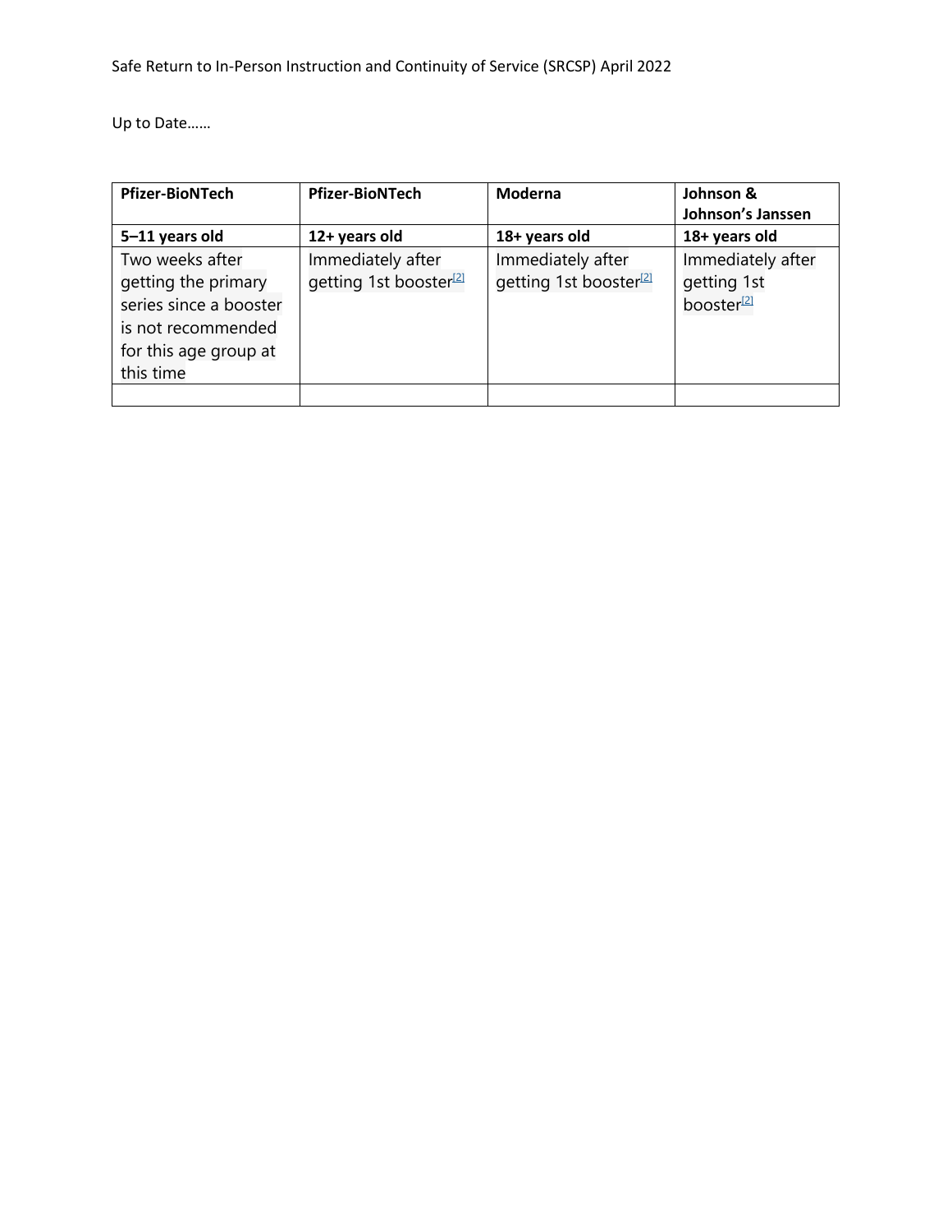Up to Date……

| Pfizer-BioNTech | Pfizer-BioNTech | Moderna | Johnson & Johnson's Janssen |
|---|---|---|---|
| **5–11 years old** | **12+ years old** | **18+ years old** | **18+ years old** |
| Two weeks after getting the primary series since a booster is not recommended for this age group at this time | Immediately after getting 1st booster[2] | Immediately after getting 1st booster[2] | Immediately after getting 1st booster[2] |
| | | | |